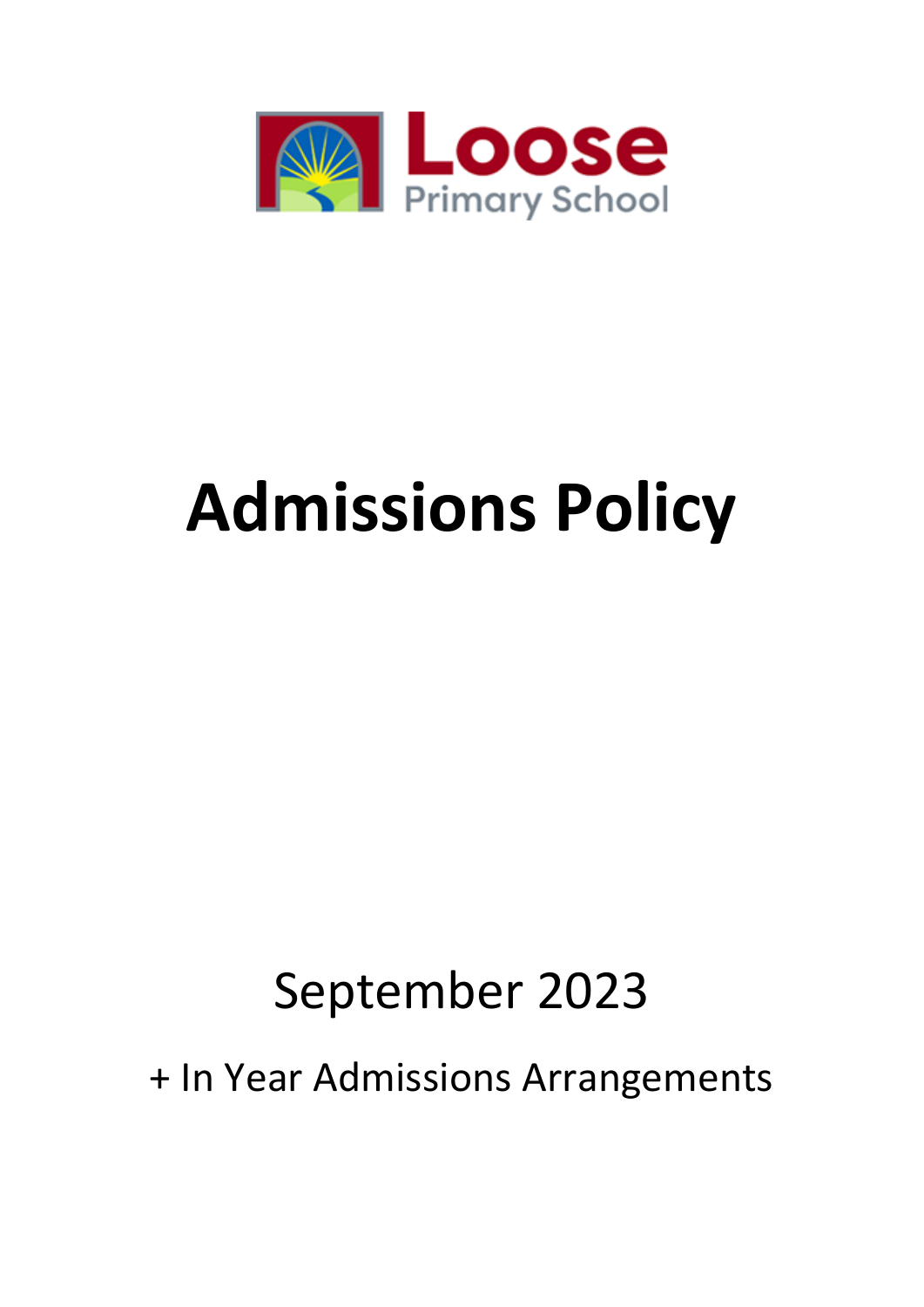Loose

Primary School

# Admissions Policy

September 2023

+ In Year Admissions Arrangements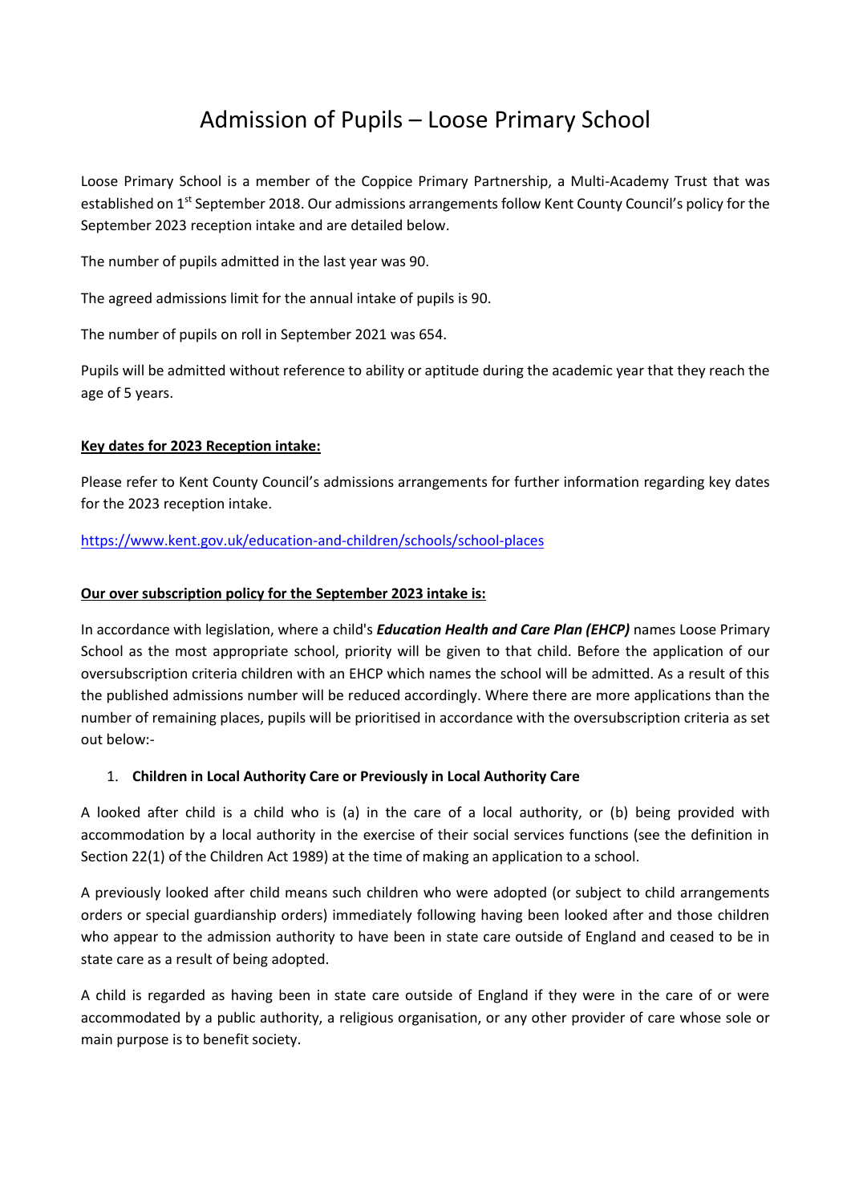# Admission of Pupils – Loose Primary School

Loose Primary School is a member of the Coppice Primary Partnership, a Multi-Academy Trust that was established on 1st September 2018. Our admissions arrangements follow Kent County Council's policy for the September 2023 reception intake and are detailed below.

The number of pupils admitted in the last year was 90.

The agreed admissions limit for the annual intake of pupils is 90.

The number of pupils on roll in September 2021 was 654.

Pupils will be admitted without reference to ability or aptitude during the academic year that they reach the age of 5 years.

**Key dates for 2023 Reception intake:**

Please refer to Kent County Council's admissions arrangements for further information regarding key dates for the 2023 reception intake.

https://www.kent.gov.uk/education-and-children/schools/school-places

**Our over subscription policy for the September 2023 intake is:**

In accordance with legislation, where a child's ***Education Health and Care Plan (EHCP)*** names Loose Primary School as the most appropriate school, priority will be given to that child. Before the application of our oversubscription criteria children with an EHCP which names the school will be admitted. As a result of this the published admissions number will be reduced accordingly. Where there are more applications than the number of remaining places, pupils will be prioritised in accordance with the oversubscription criteria as set out below:-

1. **Children in Local Authority Care or Previously in Local Authority Care**

A looked after child is a child who is (a) in the care of a local authority, or (b) being provided with accommodation by a local authority in the exercise of their social services functions (see the definition in Section 22(1) of the Children Act 1989) at the time of making an application to a school.

A previously looked after child means such children who were adopted (or subject to child arrangements orders or special guardianship orders) immediately following having been looked after and those children who appear to the admission authority to have been in state care outside of England and ceased to be in state care as a result of being adopted.

A child is regarded as having been in state care outside of England if they were in the care of or were accommodated by a public authority, a religious organisation, or any other provider of care whose sole or main purpose is to benefit society.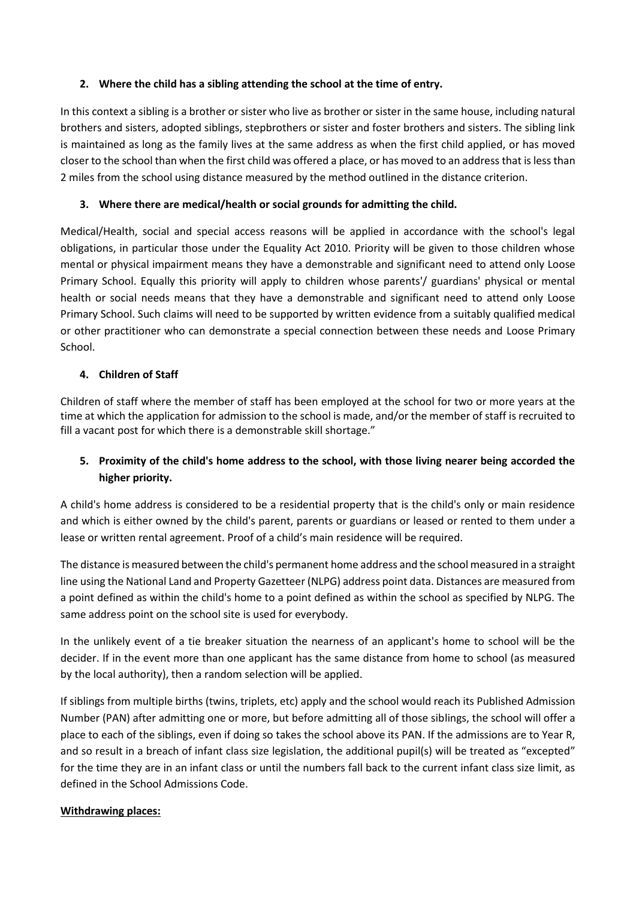**2. Where the child has a sibling attending the school at the time of entry.**

In this context a sibling is a brother or sister who live as brother or sister in the same house, including natural brothers and sisters, adopted siblings, stepbrothers or sister and foster brothers and sisters. The sibling link is maintained as long as the family lives at the same address as when the first child applied, or has moved closer to the school than when the first child was offered a place, or has moved to an address that is less than 2 miles from the school using distance measured by the method outlined in the distance criterion.

**3. Where there are medical/health or social grounds for admitting the child.**

Medical/Health, social and special access reasons will be applied in accordance with the school's legal obligations, in particular those under the Equality Act 2010. Priority will be given to those children whose mental or physical impairment means they have a demonstrable and significant need to attend only Loose Primary School. Equally this priority will apply to children whose parents'/ guardians' physical or mental health or social needs means that they have a demonstrable and significant need to attend only Loose Primary School. Such claims will need to be supported by written evidence from a suitably qualified medical or other practitioner who can demonstrate a special connection between these needs and Loose Primary School.

**4. Children of Staff**

Children of staff where the member of staff has been employed at the school for two or more years at the time at which the application for admission to the school is made, and/or the member of staff is recruited to fill a vacant post for which there is a demonstrable skill shortage."

**5. Proximity of the child's home address to the school, with those living nearer being accorded the higher priority.**

A child's home address is considered to be a residential property that is the child's only or main residence and which is either owned by the child's parent, parents or guardians or leased or rented to them under a lease or written rental agreement. Proof of a child's main residence will be required.

The distance is measured between the child's permanent home address and the school measured in a straight line using the National Land and Property Gazetteer (NLPG) address point data. Distances are measured from a point defined as within the child's home to a point defined as within the school as specified by NLPG. The same address point on the school site is used for everybody.

In the unlikely event of a tie breaker situation the nearness of an applicant's home to school will be the decider. If in the event more than one applicant has the same distance from home to school (as measured by the local authority), then a random selection will be applied.

If siblings from multiple births (twins, triplets, etc) apply and the school would reach its Published Admission Number (PAN) after admitting one or more, but before admitting all of those siblings, the school will offer a place to each of the siblings, even if doing so takes the school above its PAN. If the admissions are to Year R, and so result in a breach of infant class size legislation, the additional pupil(s) will be treated as "excepted" for the time they are in an infant class or until the numbers fall back to the current infant class size limit, as defined in the School Admissions Code.

**Withdrawing places:**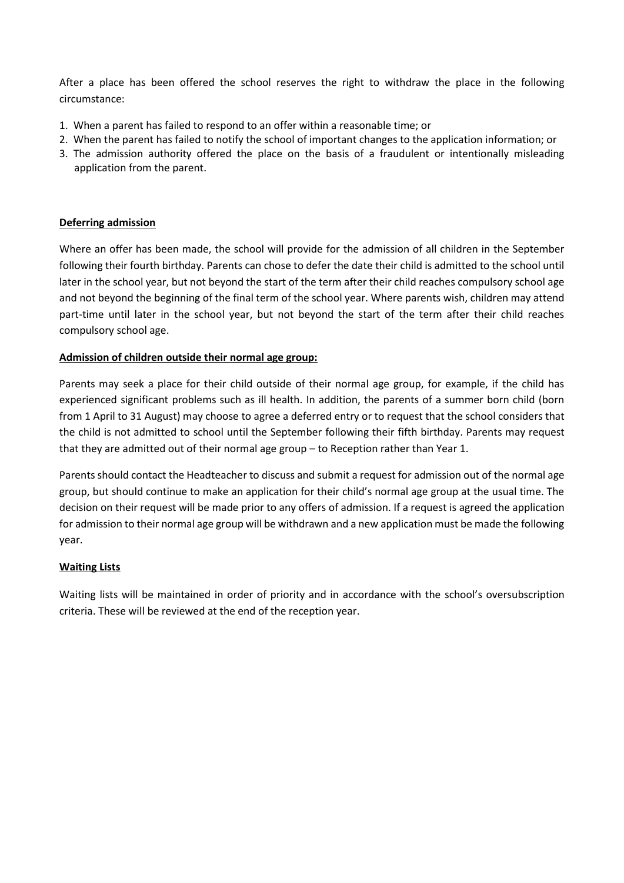After a place has been offered the school reserves the right to withdraw the place in the following circumstance:

1. When a parent has failed to respond to an offer within a reasonable time; or
2. When the parent has failed to notify the school of important changes to the application information; or
3. The admission authority offered the place on the basis of a fraudulent or intentionally misleading application from the parent.

**Deferring admission**

Where an offer has been made, the school will provide for the admission of all children in the September following their fourth birthday. Parents can chose to defer the date their child is admitted to the school until later in the school year, but not beyond the start of the term after their child reaches compulsory school age and not beyond the beginning of the final term of the school year. Where parents wish, children may attend part-time until later in the school year, but not beyond the start of the term after their child reaches compulsory school age.

**Admission of children outside their normal age group:**

Parents may seek a place for their child outside of their normal age group, for example, if the child has experienced significant problems such as ill health. In addition, the parents of a summer born child (born from 1 April to 31 August) may choose to agree a deferred entry or to request that the school considers that the child is not admitted to school until the September following their fifth birthday. Parents may request that they are admitted out of their normal age group – to Reception rather than Year 1.

Parents should contact the Headteacher to discuss and submit a request for admission out of the normal age group, but should continue to make an application for their child's normal age group at the usual time. The decision on their request will be made prior to any offers of admission. If a request is agreed the application for admission to their normal age group will be withdrawn and a new application must be made the following year.

**Waiting Lists**

Waiting lists will be maintained in order of priority and in accordance with the school's oversubscription criteria. These will be reviewed at the end of the reception year.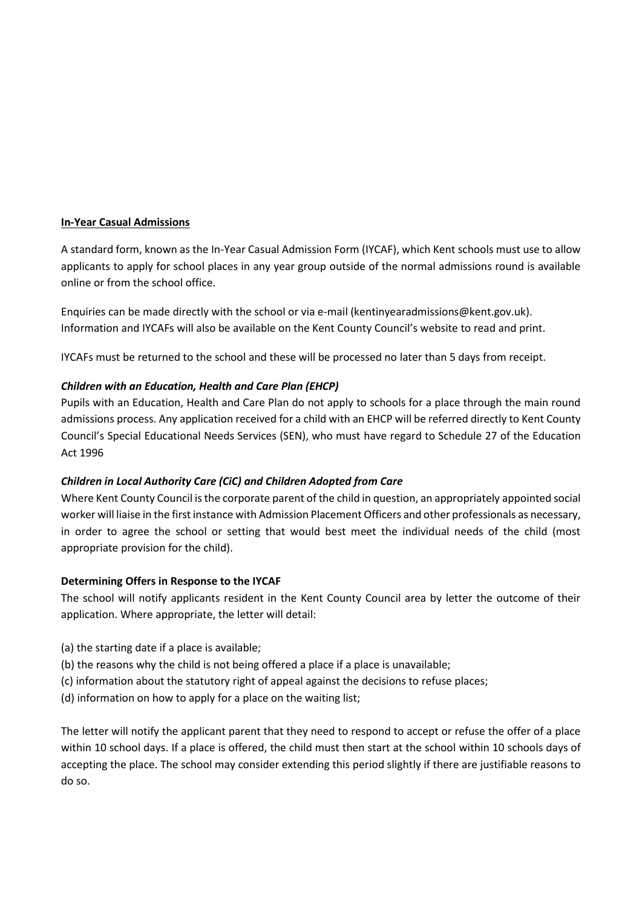**In-Year Casual Admissions**

A standard form, known as the In-Year Casual Admission Form (IYCAF), which Kent schools must use to allow applicants to apply for school places in any year group outside of the normal admissions round is available online or from the school office.

Enquiries can be made directly with the school or via e-mail (kentinyearadmissions@kent.gov.uk). Information and IYCAFs will also be available on the Kent County Council's website to read and print.

IYCAFs must be returned to the school and these will be processed no later than 5 days from receipt.

***Children with an Education, Health and Care Plan (EHCP)***

Pupils with an Education, Health and Care Plan do not apply to schools for a place through the main round admissions process. Any application received for a child with an EHCP will be referred directly to Kent County Council's Special Educational Needs Services (SEN), who must have regard to Schedule 27 of the Education Act 1996

***Children in Local Authority Care (CiC) and Children Adopted from Care***

Where Kent County Council is the corporate parent of the child in question, an appropriately appointed social worker will liaise in the first instance with Admission Placement Officers and other professionals as necessary, in order to agree the school or setting that would best meet the individual needs of the child (most appropriate provision for the child).

**Determining Offers in Response to the IYCAF**

The school will notify applicants resident in the Kent County Council area by letter the outcome of their application. Where appropriate, the letter will detail:

(a) the starting date if a place is available;
(b) the reasons why the child is not being offered a place if a place is unavailable;
(c) information about the statutory right of appeal against the decisions to refuse places;
(d) information on how to apply for a place on the waiting list;

The letter will notify the applicant parent that they need to respond to accept or refuse the offer of a place within 10 school days. If a place is offered, the child must then start at the school within 10 schools days of accepting the place. The school may consider extending this period slightly if there are justifiable reasons to do so.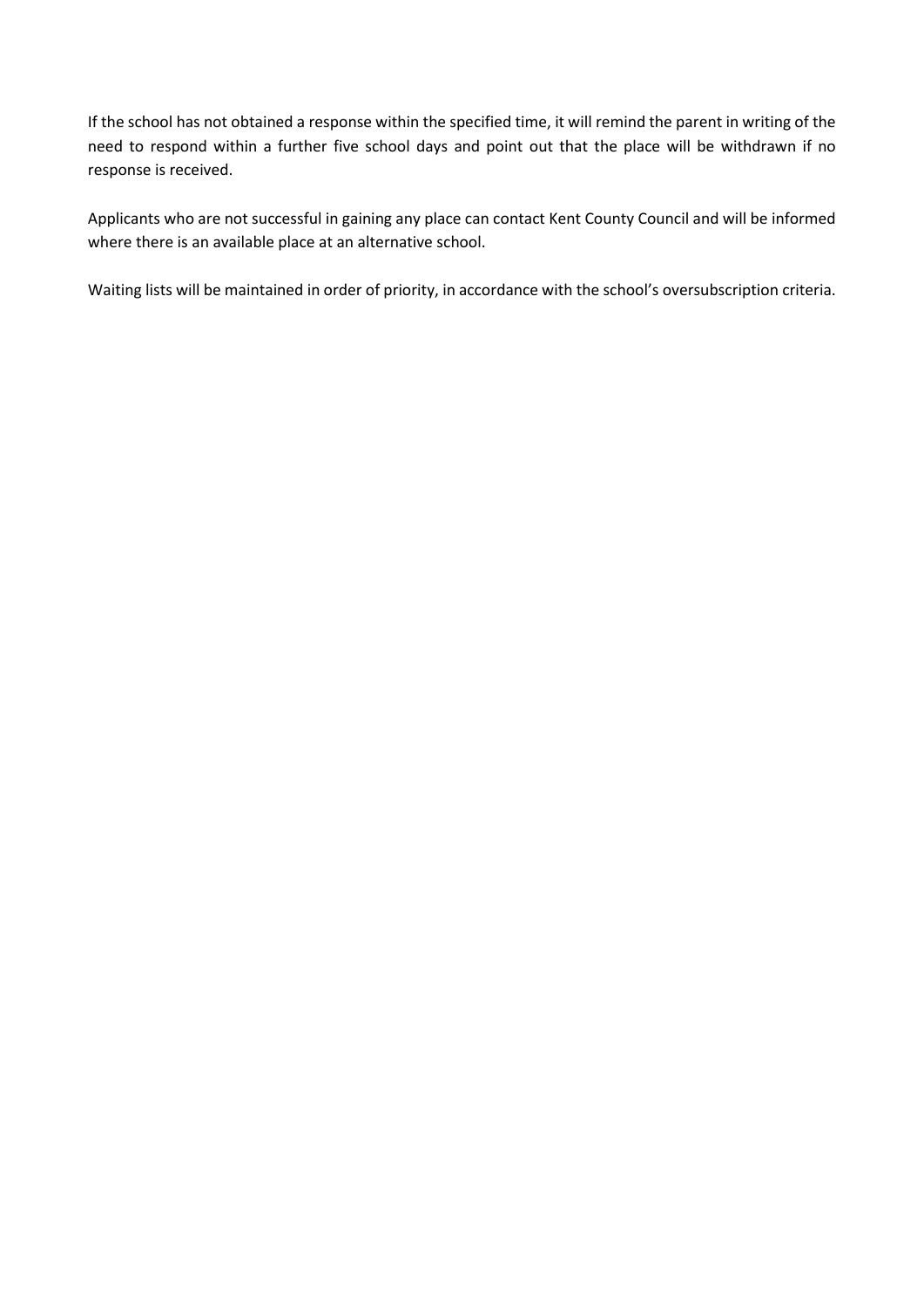If the school has not obtained a response within the specified time, it will remind the parent in writing of the need to respond within a further five school days and point out that the place will be withdrawn if no response is received.

Applicants who are not successful in gaining any place can contact Kent County Council and will be informed where there is an available place at an alternative school.

Waiting lists will be maintained in order of priority, in accordance with the school's oversubscription criteria.